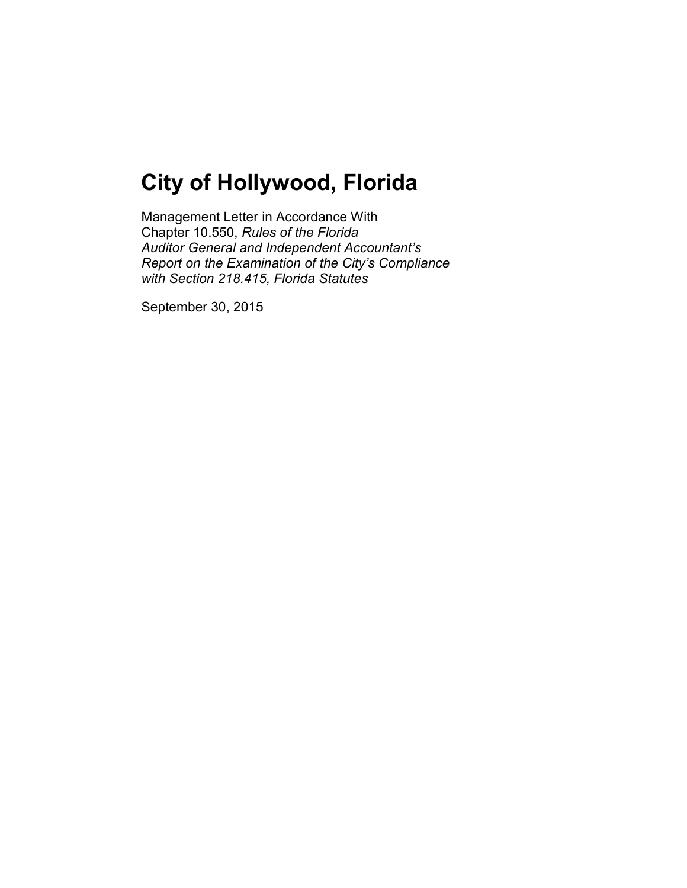# City of Hollywood, Florida

Management Letter in Accordance With
Chapter 10.550, *Rules of the Florida*
*Auditor General and Independent Accountant's*
*Report on the Examination of the City's Compliance*
*with Section 218.415, Florida Statutes*

September 30, 2015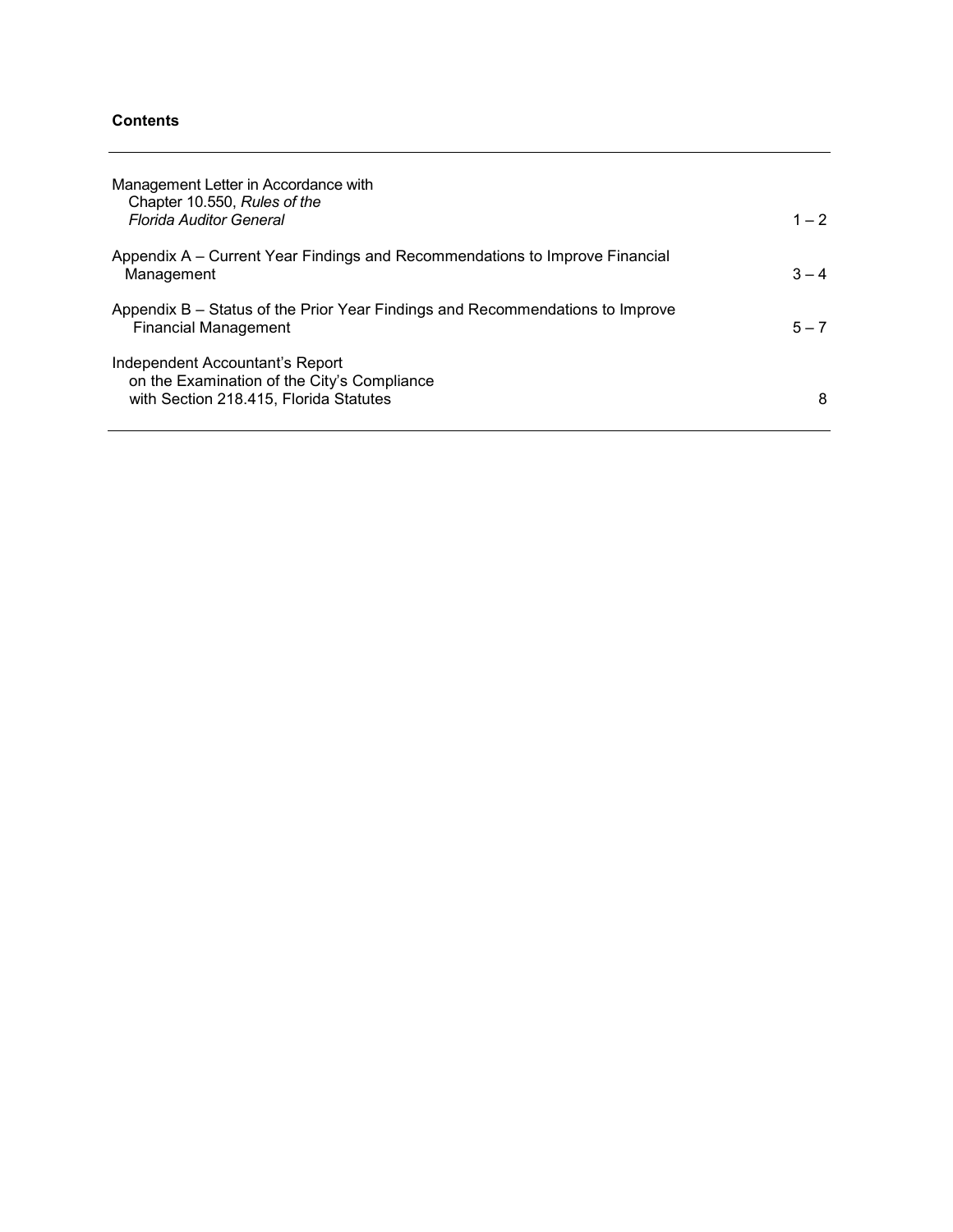**Contents**

| | |
|---|---|
| Management Letter in Accordance with Chapter 10.550, *Rules of the Florida Auditor General* | 1 – 2 |
| Appendix A – Current Year Findings and Recommendations to Improve Financial Management | 3 – 4 |
| Appendix B – Status of the Prior Year Findings and Recommendations to Improve Financial Management | 5 – 7 |
| Independent Accountant's Report on the Examination of the City's Compliance with Section 218.415, Florida Statutes | 8 |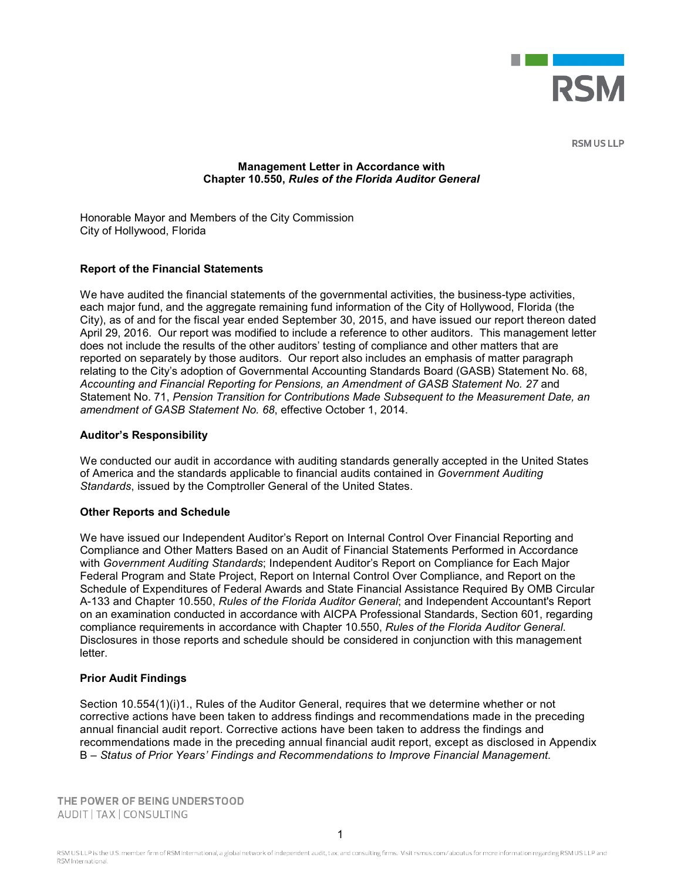RSM US LLP

**Management Letter in Accordance with Chapter 10.550, *Rules of the Florida Auditor General***

Honorable Mayor and Members of the City Commission
City of Hollywood, Florida

### Report of the Financial Statements

We have audited the financial statements of the governmental activities, the business-type activities, each major fund, and the aggregate remaining fund information of the City of Hollywood, Florida (the City), as of and for the fiscal year ended September 30, 2015, and have issued our report thereon dated April 29, 2016. Our report was modified to include a reference to other auditors. This management letter does not include the results of the other auditors' testing of compliance and other matters that are reported on separately by those auditors. Our report also includes an emphasis of matter paragraph relating to the City's adoption of Governmental Accounting Standards Board (GASB) Statement No. 68, *Accounting and Financial Reporting for Pensions, an Amendment of GASB Statement No. 27* and Statement No. 71, *Pension Transition for Contributions Made Subsequent to the Measurement Date, an amendment of GASB Statement No. 68*, effective October 1, 2014.

### Auditor's Responsibility

We conducted our audit in accordance with auditing standards generally accepted in the United States of America and the standards applicable to financial audits contained in *Government Auditing Standards*, issued by the Comptroller General of the United States.

### Other Reports and Schedule

We have issued our Independent Auditor's Report on Internal Control Over Financial Reporting and Compliance and Other Matters Based on an Audit of Financial Statements Performed in Accordance with *Government Auditing Standards*; Independent Auditor's Report on Compliance for Each Major Federal Program and State Project, Report on Internal Control Over Compliance, and Report on the Schedule of Expenditures of Federal Awards and State Financial Assistance Required By OMB Circular A-133 and Chapter 10.550, *Rules of the Florida Auditor General*; and Independent Accountant's Report on an examination conducted in accordance with AICPA Professional Standards, Section 601, regarding compliance requirements in accordance with Chapter 10.550, *Rules of the Florida Auditor General*. Disclosures in those reports and schedule should be considered in conjunction with this management letter.

### Prior Audit Findings

Section 10.554(1)(i)1., Rules of the Auditor General, requires that we determine whether or not corrective actions have been taken to address findings and recommendations made in the preceding annual financial audit report. Corrective actions have been taken to address the findings and recommendations made in the preceding annual financial audit report, except as disclosed in Appendix B – *Status of Prior Years' Findings and Recommendations to Improve Financial Management.*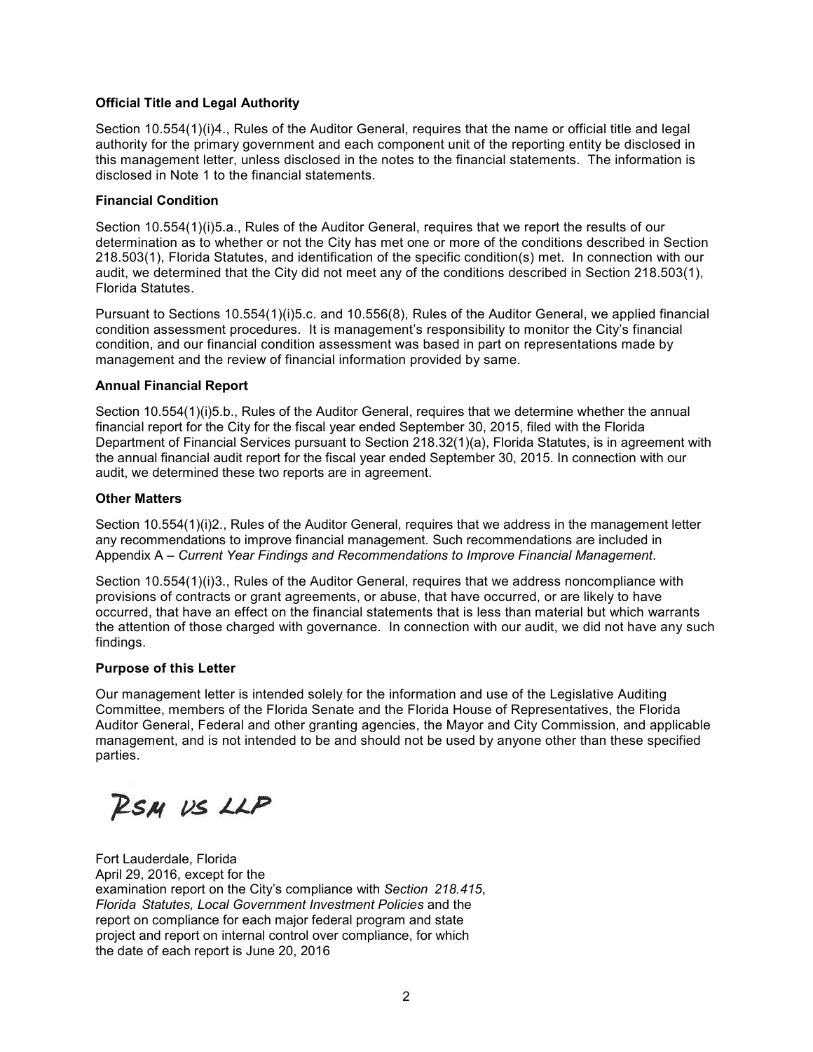**Official Title and Legal Authority**

Section 10.554(1)(i)4., Rules of the Auditor General, requires that the name or official title and legal authority for the primary government and each component unit of the reporting entity be disclosed in this management letter, unless disclosed in the notes to the financial statements. The information is disclosed in Note 1 to the financial statements.

**Financial Condition**

Section 10.554(1)(i)5.a., Rules of the Auditor General, requires that we report the results of our determination as to whether or not the City has met one or more of the conditions described in Section 218.503(1), Florida Statutes, and identification of the specific condition(s) met. In connection with our audit, we determined that the City did not meet any of the conditions described in Section 218.503(1), Florida Statutes.

Pursuant to Sections 10.554(1)(i)5.c. and 10.556(8), Rules of the Auditor General, we applied financial condition assessment procedures. It is management's responsibility to monitor the City's financial condition, and our financial condition assessment was based in part on representations made by management and the review of financial information provided by same.

**Annual Financial Report**

Section 10.554(1)(i)5.b., Rules of the Auditor General, requires that we determine whether the annual financial report for the City for the fiscal year ended September 30, 2015, filed with the Florida Department of Financial Services pursuant to Section 218.32(1)(a), Florida Statutes, is in agreement with the annual financial audit report for the fiscal year ended September 30, 2015. In connection with our audit, we determined these two reports are in agreement.

**Other Matters**

Section 10.554(1)(i)2., Rules of the Auditor General, requires that we address in the management letter any recommendations to improve financial management. Such recommendations are included in Appendix A – *Current Year Findings and Recommendations to Improve Financial Management*.

Section 10.554(1)(i)3., Rules of the Auditor General, requires that we address noncompliance with provisions of contracts or grant agreements, or abuse, that have occurred, or are likely to have occurred, that have an effect on the financial statements that is less than material but which warrants the attention of those charged with governance. In connection with our audit, we did not have any such findings.

**Purpose of this Letter**

Our management letter is intended solely for the information and use of the Legislative Auditing Committee, members of the Florida Senate and the Florida House of Representatives, the Florida Auditor General, Federal and other granting agencies, the Mayor and City Commission, and applicable management, and is not intended to be and should not be used by anyone other than these specified parties.

RSM US LLP

Fort Lauderdale, Florida
April 29, 2016, except for the
examination report on the City's compliance with *Section 218.415, Florida Statutes, Local Government Investment Policies* and the report on compliance for each major federal program and state project and report on internal control over compliance, for which the date of each report is June 20, 2016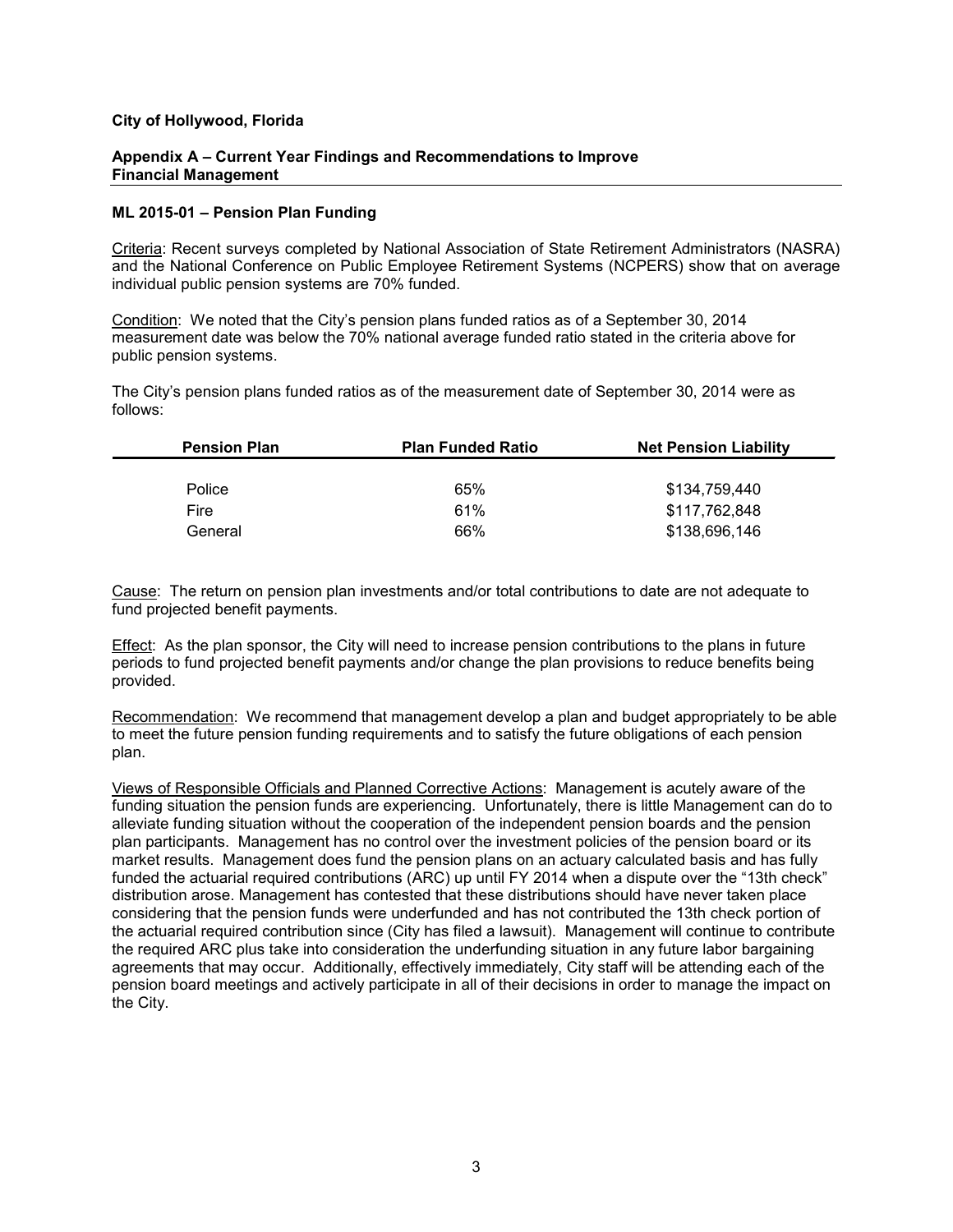**City of Hollywood, Florida**

**Appendix A – Current Year Findings and Recommendations to Improve Financial Management**

**ML 2015-01 – Pension Plan Funding**

Criteria: Recent surveys completed by National Association of State Retirement Administrators (NASRA) and the National Conference on Public Employee Retirement Systems (NCPERS) show that on average individual public pension systems are 70% funded.

Condition: We noted that the City's pension plans funded ratios as of a September 30, 2014 measurement date was below the 70% national average funded ratio stated in the criteria above for public pension systems.

The City's pension plans funded ratios as of the measurement date of September 30, 2014 were as follows:

| Pension Plan | Plan Funded Ratio | Net Pension Liability |
|---|---|---|
| Police | 65% | $134,759,440 |
| Fire | 61% | $117,762,848 |
| General | 66% | $138,696,146 |

Cause: The return on pension plan investments and/or total contributions to date are not adequate to fund projected benefit payments.

Effect: As the plan sponsor, the City will need to increase pension contributions to the plans in future periods to fund projected benefit payments and/or change the plan provisions to reduce benefits being provided.

Recommendation: We recommend that management develop a plan and budget appropriately to be able to meet the future pension funding requirements and to satisfy the future obligations of each pension plan.

Views of Responsible Officials and Planned Corrective Actions: Management is acutely aware of the funding situation the pension funds are experiencing. Unfortunately, there is little Management can do to alleviate funding situation without the cooperation of the independent pension boards and the pension plan participants. Management has no control over the investment policies of the pension board or its market results. Management does fund the pension plans on an actuary calculated basis and has fully funded the actuarial required contributions (ARC) up until FY 2014 when a dispute over the "13th check" distribution arose. Management has contested that these distributions should have never taken place considering that the pension funds were underfunded and has not contributed the 13th check portion of the actuarial required contribution since (City has filed a lawsuit). Management will continue to contribute the required ARC plus take into consideration the underfunding situation in any future labor bargaining agreements that may occur. Additionally, effectively immediately, City staff will be attending each of the pension board meetings and actively participate in all of their decisions in order to manage the impact on the City.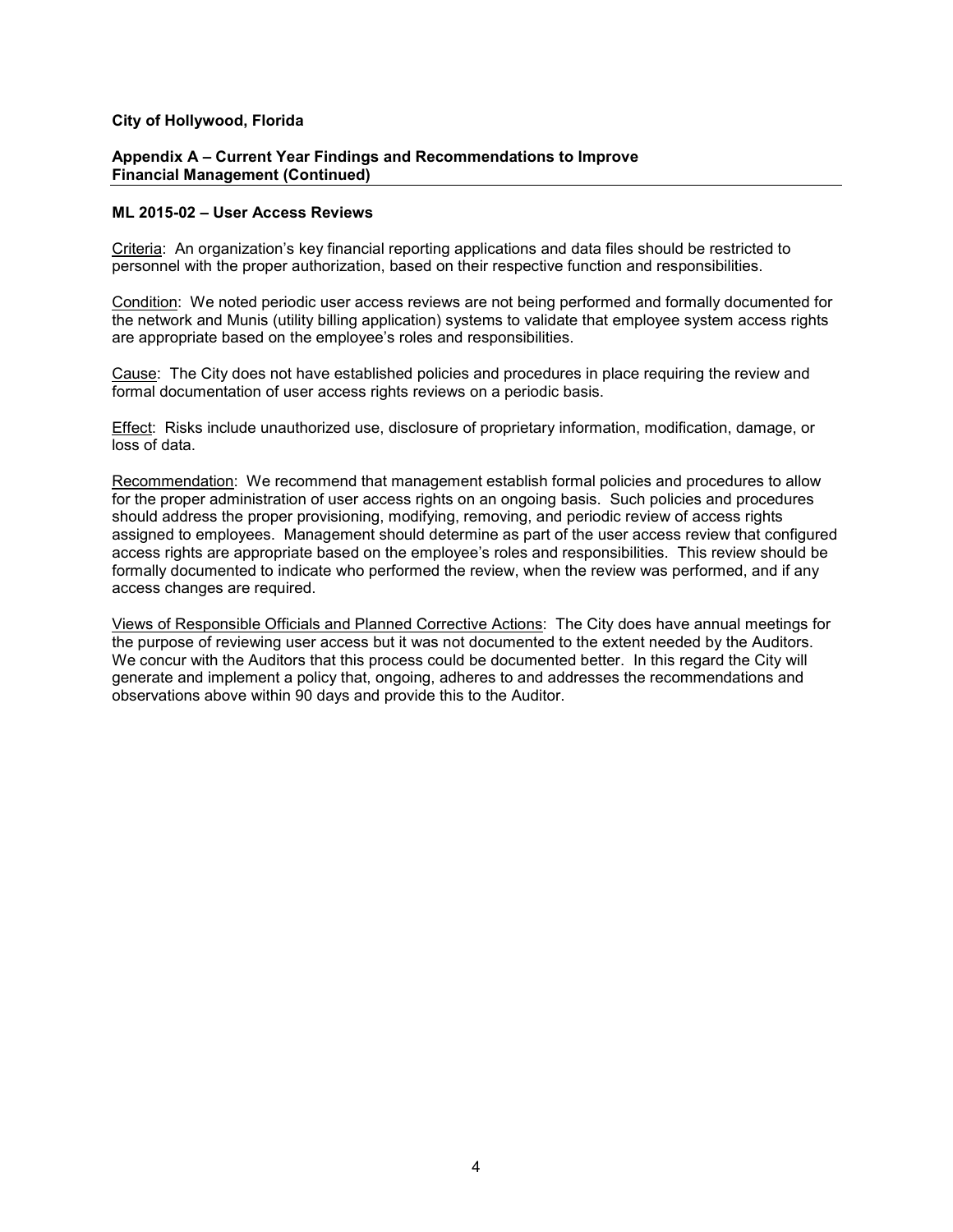**City of Hollywood, Florida**

**Appendix A – Current Year Findings and Recommendations to Improve Financial Management (Continued)**

### ML 2015-02 – User Access Reviews

Criteria: An organization's key financial reporting applications and data files should be restricted to personnel with the proper authorization, based on their respective function and responsibilities.

Condition: We noted periodic user access reviews are not being performed and formally documented for the network and Munis (utility billing application) systems to validate that employee system access rights are appropriate based on the employee's roles and responsibilities.

Cause: The City does not have established policies and procedures in place requiring the review and formal documentation of user access rights reviews on a periodic basis.

Effect: Risks include unauthorized use, disclosure of proprietary information, modification, damage, or loss of data.

Recommendation: We recommend that management establish formal policies and procedures to allow for the proper administration of user access rights on an ongoing basis. Such policies and procedures should address the proper provisioning, modifying, removing, and periodic review of access rights assigned to employees. Management should determine as part of the user access review that configured access rights are appropriate based on the employee's roles and responsibilities. This review should be formally documented to indicate who performed the review, when the review was performed, and if any access changes are required.

Views of Responsible Officials and Planned Corrective Actions: The City does have annual meetings for the purpose of reviewing user access but it was not documented to the extent needed by the Auditors. We concur with the Auditors that this process could be documented better. In this regard the City will generate and implement a policy that, ongoing, adheres to and addresses the recommendations and observations above within 90 days and provide this to the Auditor.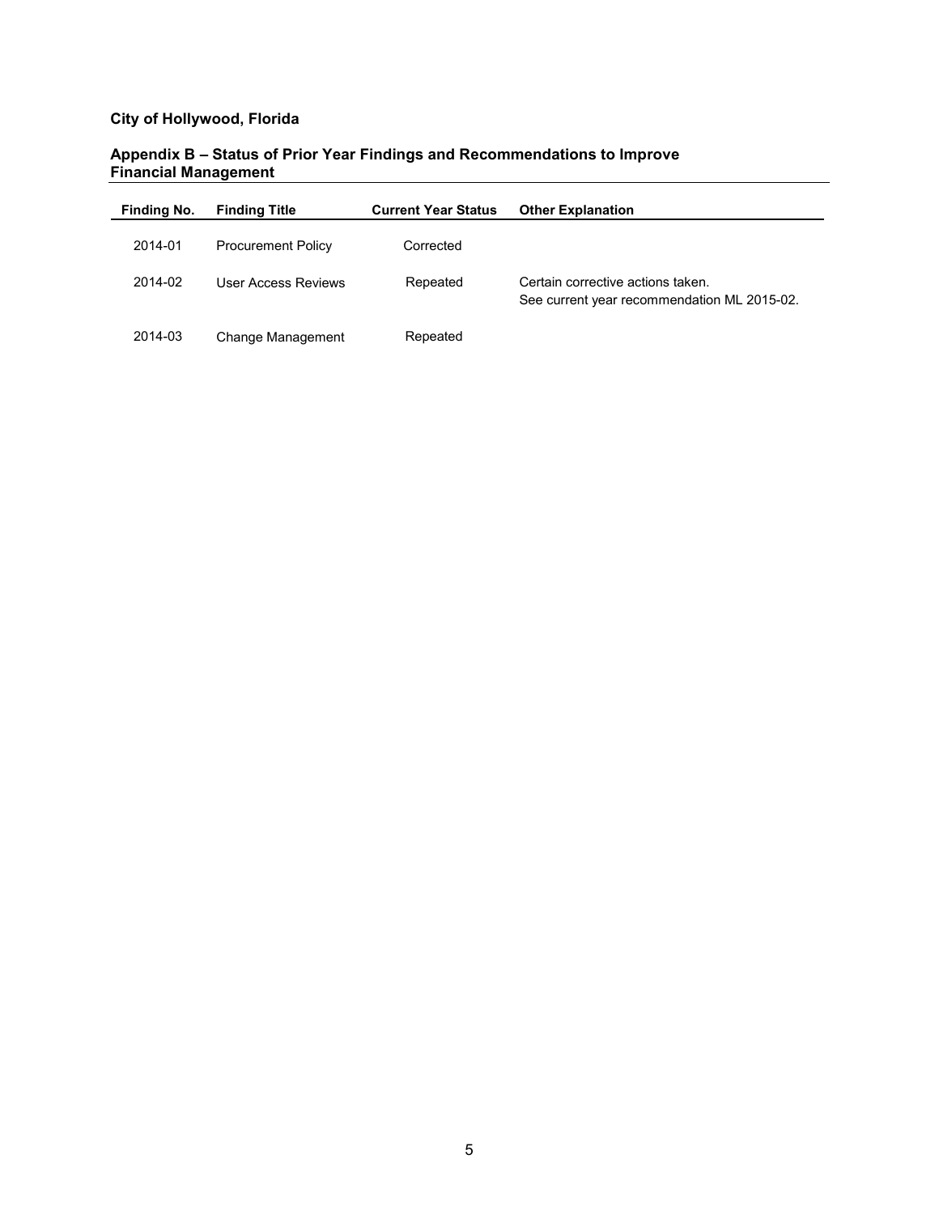**City of Hollywood, Florida**

**Appendix B – Status of Prior Year Findings and Recommendations to Improve Financial Management**

| Finding No. | Finding Title | Current Year Status | Other Explanation |
|---|---|---|---|
| 2014-01 | Procurement Policy | Corrected | |
| 2014-02 | User Access Reviews | Repeated | Certain corrective actions taken. See current year recommendation ML 2015-02. |
| 2014-03 | Change Management | Repeated | |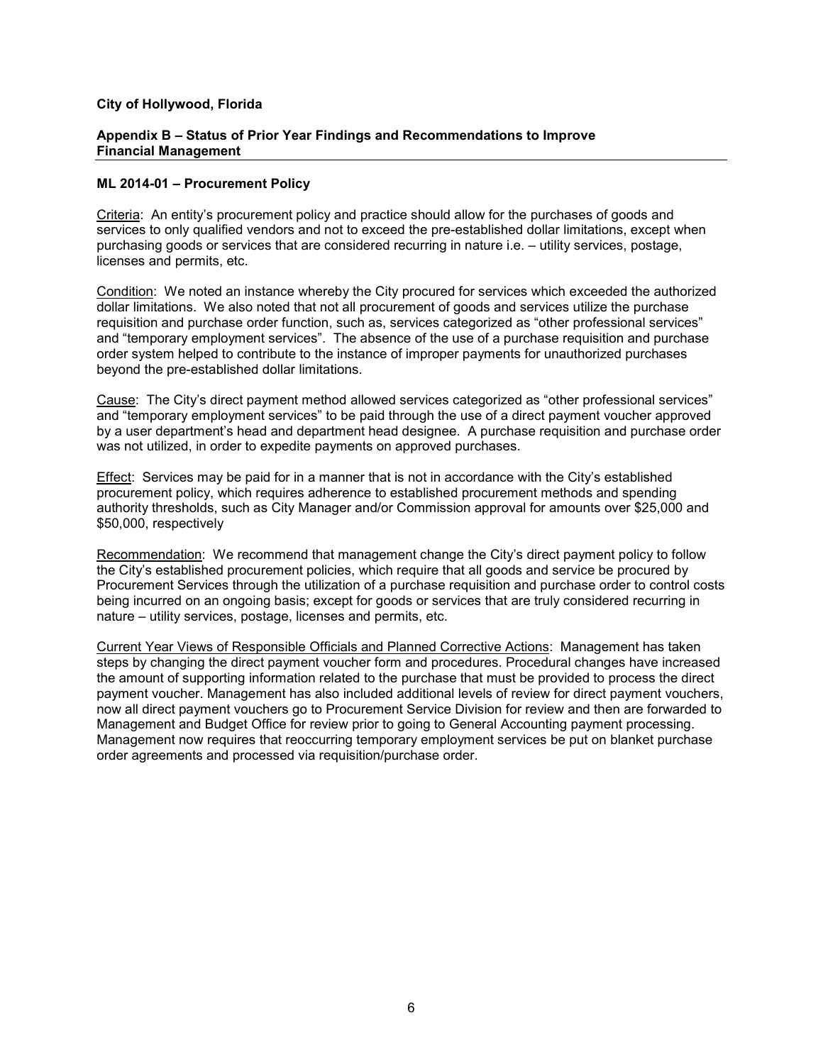**City of Hollywood, Florida**

**Appendix B – Status of Prior Year Findings and Recommendations to Improve Financial Management**

**ML 2014-01 – Procurement Policy**

Criteria: An entity's procurement policy and practice should allow for the purchases of goods and services to only qualified vendors and not to exceed the pre-established dollar limitations, except when purchasing goods or services that are considered recurring in nature i.e. – utility services, postage, licenses and permits, etc.

Condition: We noted an instance whereby the City procured for services which exceeded the authorized dollar limitations. We also noted that not all procurement of goods and services utilize the purchase requisition and purchase order function, such as, services categorized as "other professional services" and "temporary employment services". The absence of the use of a purchase requisition and purchase order system helped to contribute to the instance of improper payments for unauthorized purchases beyond the pre-established dollar limitations.

Cause: The City's direct payment method allowed services categorized as "other professional services" and "temporary employment services" to be paid through the use of a direct payment voucher approved by a user department's head and department head designee. A purchase requisition and purchase order was not utilized, in order to expedite payments on approved purchases.

Effect: Services may be paid for in a manner that is not in accordance with the City's established procurement policy, which requires adherence to established procurement methods and spending authority thresholds, such as City Manager and/or Commission approval for amounts over $25,000 and $50,000, respectively

Recommendation: We recommend that management change the City's direct payment policy to follow the City's established procurement policies, which require that all goods and service be procured by Procurement Services through the utilization of a purchase requisition and purchase order to control costs being incurred on an ongoing basis; except for goods or services that are truly considered recurring in nature – utility services, postage, licenses and permits, etc.

Current Year Views of Responsible Officials and Planned Corrective Actions: Management has taken steps by changing the direct payment voucher form and procedures. Procedural changes have increased the amount of supporting information related to the purchase that must be provided to process the direct payment voucher. Management has also included additional levels of review for direct payment vouchers, now all direct payment vouchers go to Procurement Service Division for review and then are forwarded to Management and Budget Office for review prior to going to General Accounting payment processing. Management now requires that reoccurring temporary employment services be put on blanket purchase order agreements and processed via requisition/purchase order.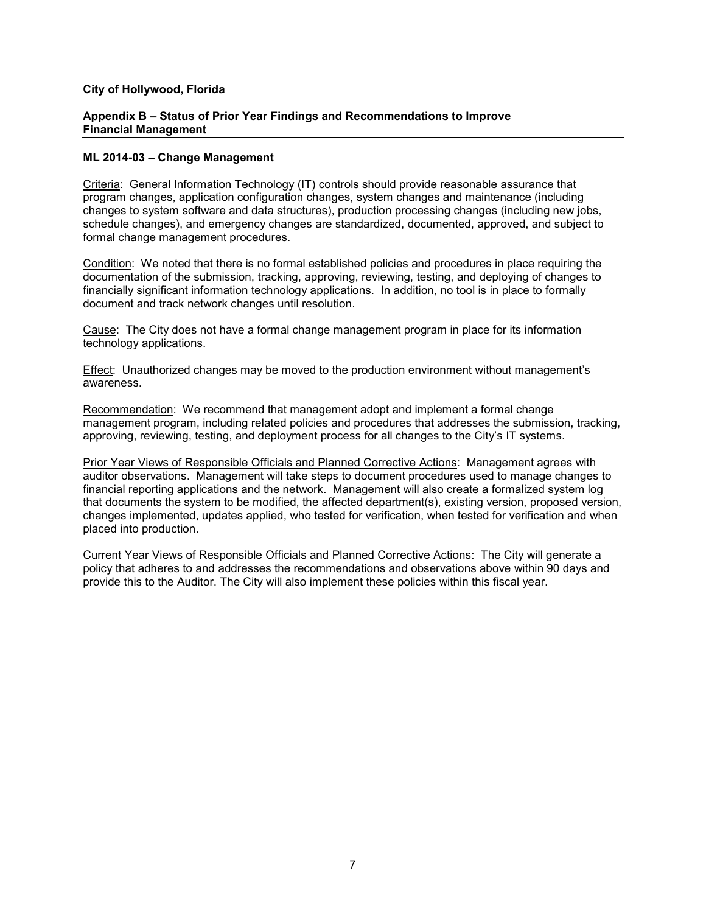**City of Hollywood, Florida**

**Appendix B – Status of Prior Year Findings and Recommendations to Improve Financial Management**

**ML 2014-03 – Change Management**

Criteria: General Information Technology (IT) controls should provide reasonable assurance that program changes, application configuration changes, system changes and maintenance (including changes to system software and data structures), production processing changes (including new jobs, schedule changes), and emergency changes are standardized, documented, approved, and subject to formal change management procedures.

Condition: We noted that there is no formal established policies and procedures in place requiring the documentation of the submission, tracking, approving, reviewing, testing, and deploying of changes to financially significant information technology applications. In addition, no tool is in place to formally document and track network changes until resolution.

Cause: The City does not have a formal change management program in place for its information technology applications.

Effect: Unauthorized changes may be moved to the production environment without management's awareness.

Recommendation: We recommend that management adopt and implement a formal change management program, including related policies and procedures that addresses the submission, tracking, approving, reviewing, testing, and deployment process for all changes to the City's IT systems.

Prior Year Views of Responsible Officials and Planned Corrective Actions: Management agrees with auditor observations. Management will take steps to document procedures used to manage changes to financial reporting applications and the network. Management will also create a formalized system log that documents the system to be modified, the affected department(s), existing version, proposed version, changes implemented, updates applied, who tested for verification, when tested for verification and when placed into production.

Current Year Views of Responsible Officials and Planned Corrective Actions: The City will generate a policy that adheres to and addresses the recommendations and observations above within 90 days and provide this to the Auditor. The City will also implement these policies within this fiscal year.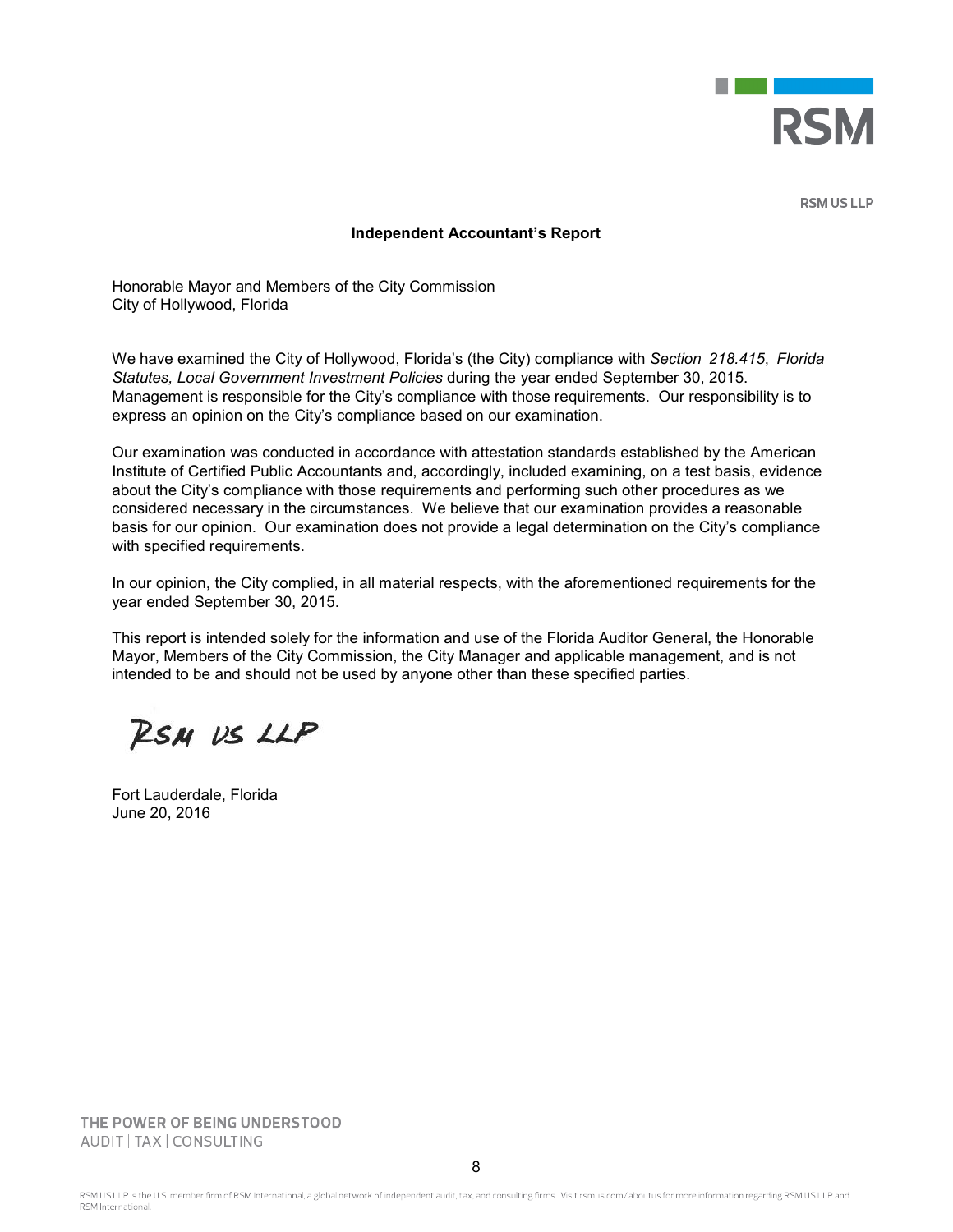RSM

RSM US LLP

## Independent Accountant's Report

Honorable Mayor and Members of the City Commission
City of Hollywood, Florida

We have examined the City of Hollywood, Florida's (the City) compliance with *Section 218.415*, *Florida Statutes, Local Government Investment Policies* during the year ended September 30, 2015. Management is responsible for the City's compliance with those requirements. Our responsibility is to express an opinion on the City's compliance based on our examination.

Our examination was conducted in accordance with attestation standards established by the American Institute of Certified Public Accountants and, accordingly, included examining, on a test basis, evidence about the City's compliance with those requirements and performing such other procedures as we considered necessary in the circumstances. We believe that our examination provides a reasonable basis for our opinion. Our examination does not provide a legal determination on the City's compliance with specified requirements.

In our opinion, the City complied, in all material respects, with the aforementioned requirements for the year ended September 30, 2015.

This report is intended solely for the information and use of the Florida Auditor General, the Honorable Mayor, Members of the City Commission, the City Manager and applicable management, and is not intended to be and should not be used by anyone other than these specified parties.

RSM US LLP

Fort Lauderdale, Florida
June 20, 2016

THE POWER OF BEING UNDERSTOOD
AUDIT | TAX | CONSULTING

RSM US LLP is the U.S. member firm of RSM International, a global network of independent audit, tax, and consulting firms. Visit rsmus.com/aboutus for more information regarding RSM US LLP and RSM International.